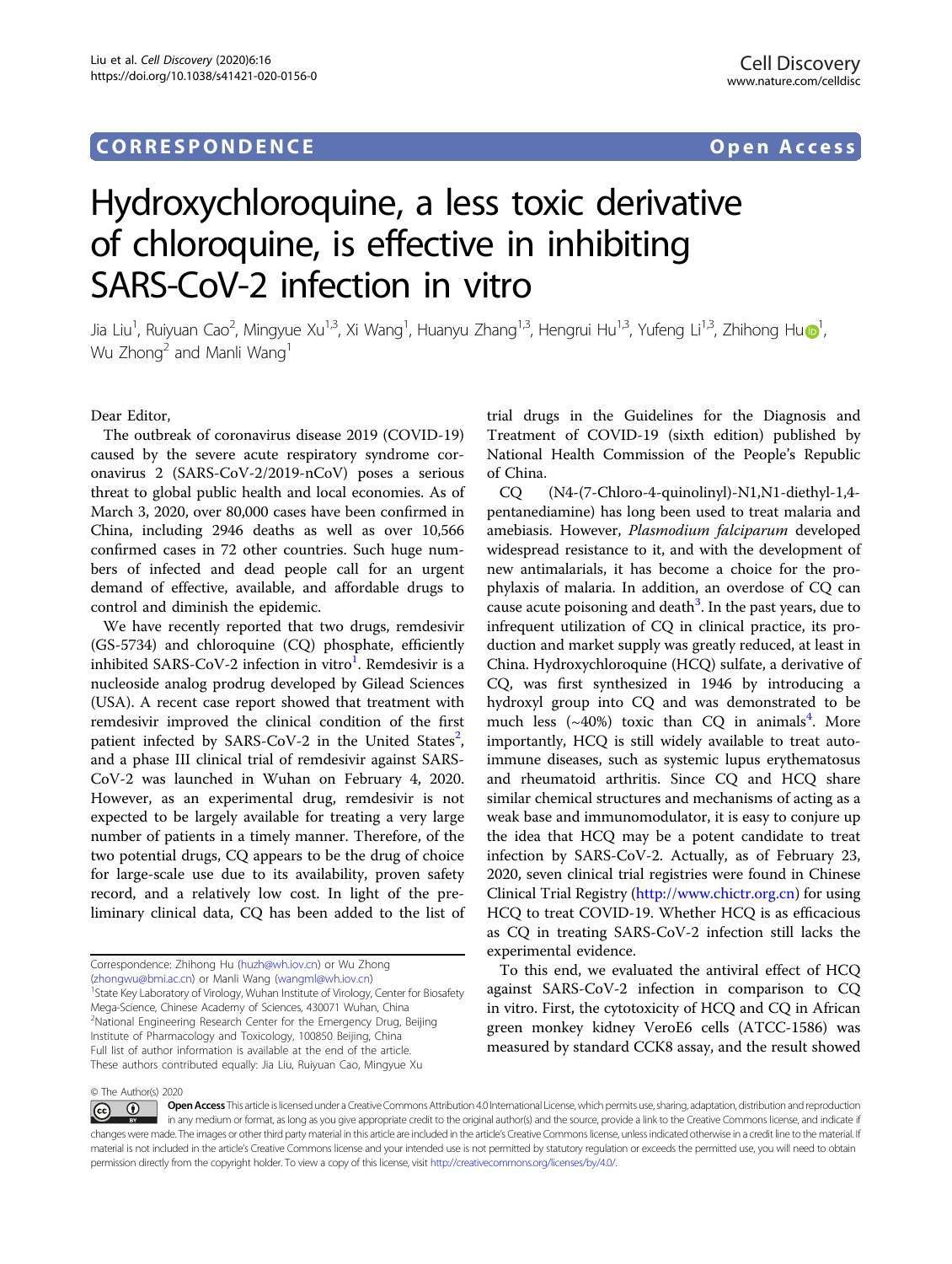## CORRESPONDENCE

Open Access

# Hydroxychloroquine, a less toxic derivative of chloroquine, is effective in inhibiting SARS-CoV-2 infection in vitro

Jia Liu[1], Ruiyuan Cao[2], Mingyue Xu[1,3], Xi Wang[1], Huanyu Zhang[1,3], Hengrui Hu[1,3], Yufeng Li[1,3], Zhihong Hu[1], Wu Zhong[2] and Manli Wang[1]

Dear Editor,

The outbreak of coronavirus disease 2019 (COVID-19) caused by the severe acute respiratory syndrome coronavirus 2 (SARS-CoV-2/2019-nCoV) poses a serious threat to global public health and local economies. As of March 3, 2020, over 80,000 cases have been confirmed in China, including 2946 deaths as well as over 10,566 confirmed cases in 72 other countries. Such huge numbers of infected and dead people call for an urgent demand of effective, available, and affordable drugs to control and diminish the epidemic.

We have recently reported that two drugs, remdesivir (GS-5734) and chloroquine (CQ) phosphate, efficiently inhibited SARS-CoV-2 infection in vitro[1]. Remdesivir is a nucleoside analog prodrug developed by Gilead Sciences (USA). A recent case report showed that treatment with remdesivir improved the clinical condition of the first patient infected by SARS-CoV-2 in the United States[2], and a phase III clinical trial of remdesivir against SARS-CoV-2 was launched in Wuhan on February 4, 2020. However, as an experimental drug, remdesivir is not expected to be largely available for treating a very large number of patients in a timely manner. Therefore, of the two potential drugs, CQ appears to be the drug of choice for large-scale use due to its availability, proven safety record, and a relatively low cost. In light of the preliminary clinical data, CQ has been added to the list of trial drugs in the Guidelines for the Diagnosis and Treatment of COVID-19 (sixth edition) published by National Health Commission of the People's Republic of China.

CQ (N4-(7-Chloro-4-quinolinyl)-N1,N1-diethyl-1,4-pentanediamine) has long been used to treat malaria and amebiasis. However, *Plasmodium falciparum* developed widespread resistance to it, and with the development of new antimalarials, it has become a choice for the prophylaxis of malaria. In addition, an overdose of CQ can cause acute poisoning and death[3]. In the past years, due to infrequent utilization of CQ in clinical practice, its production and market supply was greatly reduced, at least in China. Hydroxychloroquine (HCQ) sulfate, a derivative of CQ, was first synthesized in 1946 by introducing a hydroxyl group into CQ and was demonstrated to be much less (~40%) toxic than CQ in animals[4]. More importantly, HCQ is still widely available to treat autoimmune diseases, such as systemic lupus erythematosus and rheumatoid arthritis. Since CQ and HCQ share similar chemical structures and mechanisms of acting as a weak base and immunomodulator, it is easy to conjure up the idea that HCQ may be a potent candidate to treat infection by SARS-CoV-2. Actually, as of February 23, 2020, seven clinical trial registries were found in Chinese Clinical Trial Registry (http://www.chictr.org.cn) for using HCQ to treat COVID-19. Whether HCQ is as efficacious as CQ in treating SARS-CoV-2 infection still lacks the experimental evidence.

To this end, we evaluated the antiviral effect of HCQ against SARS-CoV-2 infection in comparison to CQ in vitro. First, the cytotoxicity of HCQ and CQ in African green monkey kidney VeroE6 cells (ATCC-1586) was measured by standard CCK8 assay, and the result showed

Correspondence: Zhihong Hu (huzh@wh.iov.cn) or Wu Zhong (zhongwu@bmi.ac.cn) or Manli Wang (wangml@wh.iov.cn)
[1]State Key Laboratory of Virology, Wuhan Institute of Virology, Center for Biosafety Mega-Science, Chinese Academy of Sciences, 430071 Wuhan, China
[2]National Engineering Research Center for the Emergency Drug, Beijing Institute of Pharmacology and Toxicology, 100850 Beijing, China
Full list of author information is available at the end of the article.
These authors contributed equally: Jia Liu, Ruiyuan Cao, Mingyue Xu

© The Author(s) 2020

Open Access This article is licensed under a Creative Commons Attribution 4.0 International License, which permits use, sharing, adaptation, distribution and reproduction in any medium or format, as long as you give appropriate credit to the original author(s) and the source, provide a link to the Creative Commons license, and indicate if changes were made. The images or other third party material in this article are included in the article's Creative Commons license, unless indicated otherwise in a credit line to the material. If material is not included in the article's Creative Commons license and your intended use is not permitted by statutory regulation or exceeds the permitted use, you will need to obtain permission directly from the copyright holder. To view a copy of this license, visit http://creativecommons.org/licenses/by/4.0/.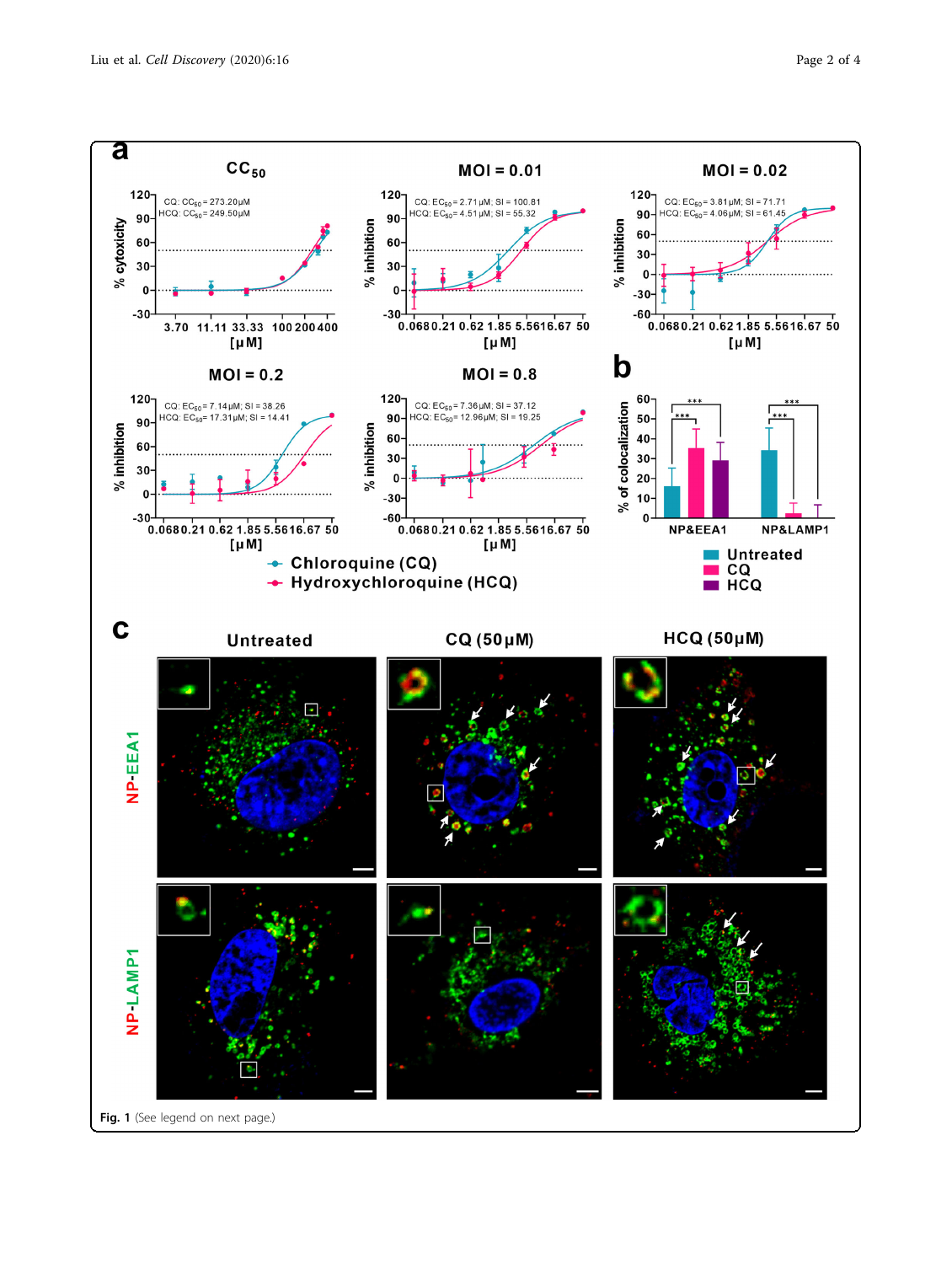**Fig. 1** (See legend on next page.)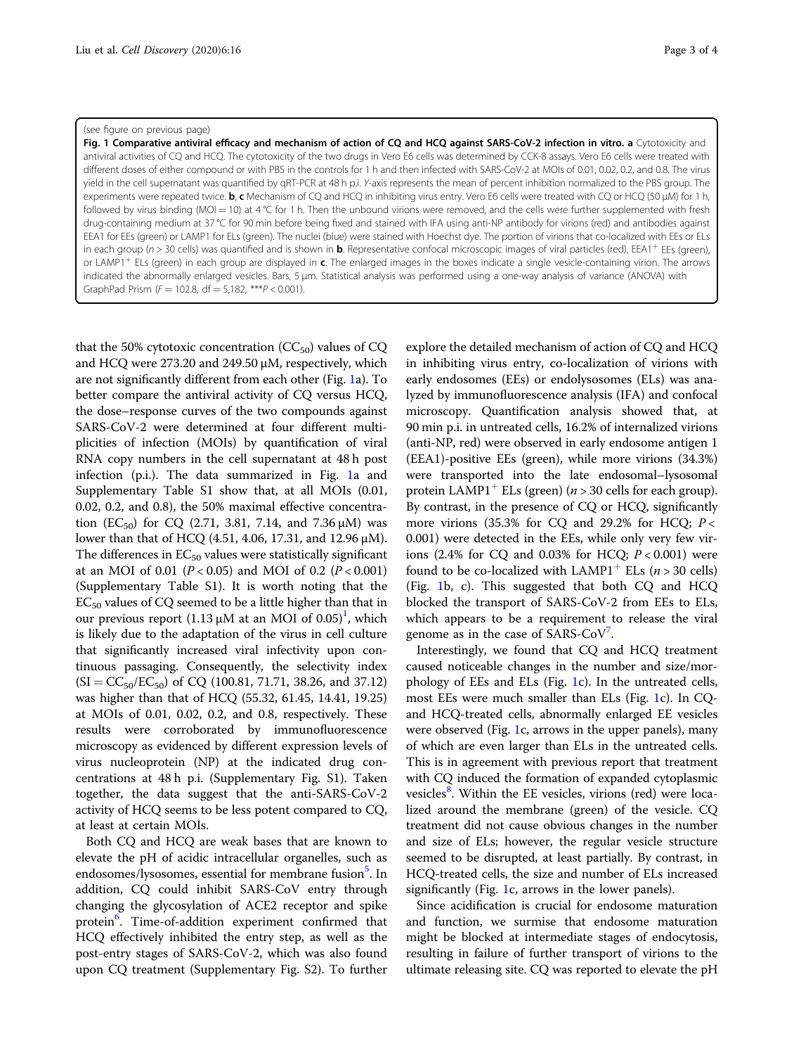(see figure on previous page)

**Fig. 1 Comparative antiviral efficacy and mechanism of action of CQ and HCQ against SARS-CoV-2 infection in vitro. a** Cytotoxicity and antiviral activities of CQ and HCQ. The cytotoxicity of the two drugs in Vero E6 cells was determined by CCK-8 assays. Vero E6 cells were treated with different doses of either compound or with PBS in the controls for 1 h and then infected with SARS-CoV-2 at MOIs of 0.01, 0.02, 0.2, and 0.8. The virus yield in the cell supernatant was quantified by qRT-PCR at 48 h p.i. Y-axis represents the mean of percent inhibition normalized to the PBS group. The experiments were repeated twice. **b**, **c** Mechanism of CQ and HCQ in inhibiting virus entry. Vero E6 cells were treated with CQ or HCQ (50 μM) for 1 h, followed by virus binding (MOI = 10) at 4 °C for 1 h. Then the unbound virions were removed, and the cells were further supplemented with fresh drug-containing medium at 37 °C for 90 min before being fixed and stained with IFA using anti-NP antibody for virions (red) and antibodies against EEA1 for EEs (green) or LAMP1 for ELs (green). The nuclei (blue) were stained with Hoechst dye. The portion of virions that co-localized with EEs or ELs in each group ($n > 30$ cells) was quantified and is shown in **b**. Representative confocal microscopic images of viral particles (red), $EEA1^{+}$ EEs (green), or $LAMP1^{+}$ ELs (green) in each group are displayed in **c**. The enlarged images in the boxes indicate a single vesicle-containing virion. The arrows indicated the abnormally enlarged vesicles. Bars, 5 μm. Statistical analysis was performed using a one-way analysis of variance (ANOVA) with GraphPad Prism ($F = 102.8$, df = 5,182, ***$P < 0.001$).

that the 50% cytotoxic concentration ($CC_{50}$) values of CQ and HCQ were 273.20 and 249.50 μM, respectively, which are not significantly different from each other (Fig. 1a). To better compare the antiviral activity of CQ versus HCQ, the dose–response curves of the two compounds against SARS-CoV-2 were determined at four different multiplicities of infection (MOIs) by quantification of viral RNA copy numbers in the cell supernatant at 48 h post infection (p.i.). The data summarized in Fig. 1a and Supplementary Table S1 show that, at all MOIs (0.01, 0.02, 0.2, and 0.8), the 50% maximal effective concentration ($EC_{50}$) for CQ (2.71, 3.81, 7.14, and 7.36 μM) was lower than that of HCQ (4.51, 4.06, 17.31, and 12.96 μM). The differences in $EC_{50}$ values were statistically significant at an MOI of 0.01 ($P < 0.05$) and MOI of 0.2 ($P < 0.001$) (Supplementary Table S1). It is worth noting that the $EC_{50}$ values of CQ seemed to be a little higher than that in our previous report (1.13 μM at an MOI of 0.05)[1], which is likely due to the adaptation of the virus in cell culture that significantly increased viral infectivity upon continuous passaging. Consequently, the selectivity index ($SI = CC_{50}/EC_{50}$) of CQ (100.81, 71.71, 38.26, and 37.12) was higher than that of HCQ (55.32, 61.45, 14.41, 19.25) at MOIs of 0.01, 0.02, 0.2, and 0.8, respectively. These results were corroborated by immunofluorescence microscopy as evidenced by different expression levels of virus nucleoprotein (NP) at the indicated drug concentrations at 48 h p.i. (Supplementary Fig. S1). Taken together, the data suggest that the anti-SARS-CoV-2 activity of HCQ seems to be less potent compared to CQ, at least at certain MOIs.

Both CQ and HCQ are weak bases that are known to elevate the pH of acidic intracellular organelles, such as endosomes/lysosomes, essential for membrane fusion[5]. In addition, CQ could inhibit SARS-CoV entry through changing the glycosylation of ACE2 receptor and spike protein[6]. Time-of-addition experiment confirmed that HCQ effectively inhibited the entry step, as well as the post-entry stages of SARS-CoV-2, which was also found upon CQ treatment (Supplementary Fig. S2). To further explore the detailed mechanism of action of CQ and HCQ in inhibiting virus entry, co-localization of virions with early endosomes (EEs) or endolysosomes (ELs) was analyzed by immunofluorescence analysis (IFA) and confocal microscopy. Quantification analysis showed that, at 90 min p.i. in untreated cells, 16.2% of internalized virions (anti-NP, red) were observed in early endosome antigen 1 (EEA1)-positive EEs (green), while more virions (34.3%) were transported into the late endosomal–lysosomal protein $LAMP1^{+}$ ELs (green) ($n > 30$ cells for each group). By contrast, in the presence of CQ or HCQ, significantly more virions (35.3% for CQ and 29.2% for HCQ; $P < 0.001$) were detected in the EEs, while only very few virions (2.4% for CQ and 0.03% for HCQ; $P < 0.001$) were found to be co-localized with $LAMP1^{+}$ ELs ($n > 30$ cells) (Fig. 1b, c). This suggested that both CQ and HCQ blocked the transport of SARS-CoV-2 from EEs to ELs, which appears to be a requirement to release the viral genome as in the case of SARS-CoV[7].

Interestingly, we found that CQ and HCQ treatment caused noticeable changes in the number and size/morphology of EEs and ELs (Fig. 1c). In the untreated cells, most EEs were much smaller than ELs (Fig. 1c). In CQ- and HCQ-treated cells, abnormally enlarged EE vesicles were observed (Fig. 1c, arrows in the upper panels), many of which are even larger than ELs in the untreated cells. This is in agreement with previous report that treatment with CQ induced the formation of expanded cytoplasmic vesicles[8]. Within the EE vesicles, virions (red) were localized around the membrane (green) of the vesicle. CQ treatment did not cause obvious changes in the number and size of ELs; however, the regular vesicle structure seemed to be disrupted, at least partially. By contrast, in HCQ-treated cells, the size and number of ELs increased significantly (Fig. 1c, arrows in the lower panels).

Since acidification is crucial for endosome maturation and function, we surmise that endosome maturation might be blocked at intermediate stages of endocytosis, resulting in failure of further transport of virions to the ultimate releasing site. CQ was reported to elevate the pH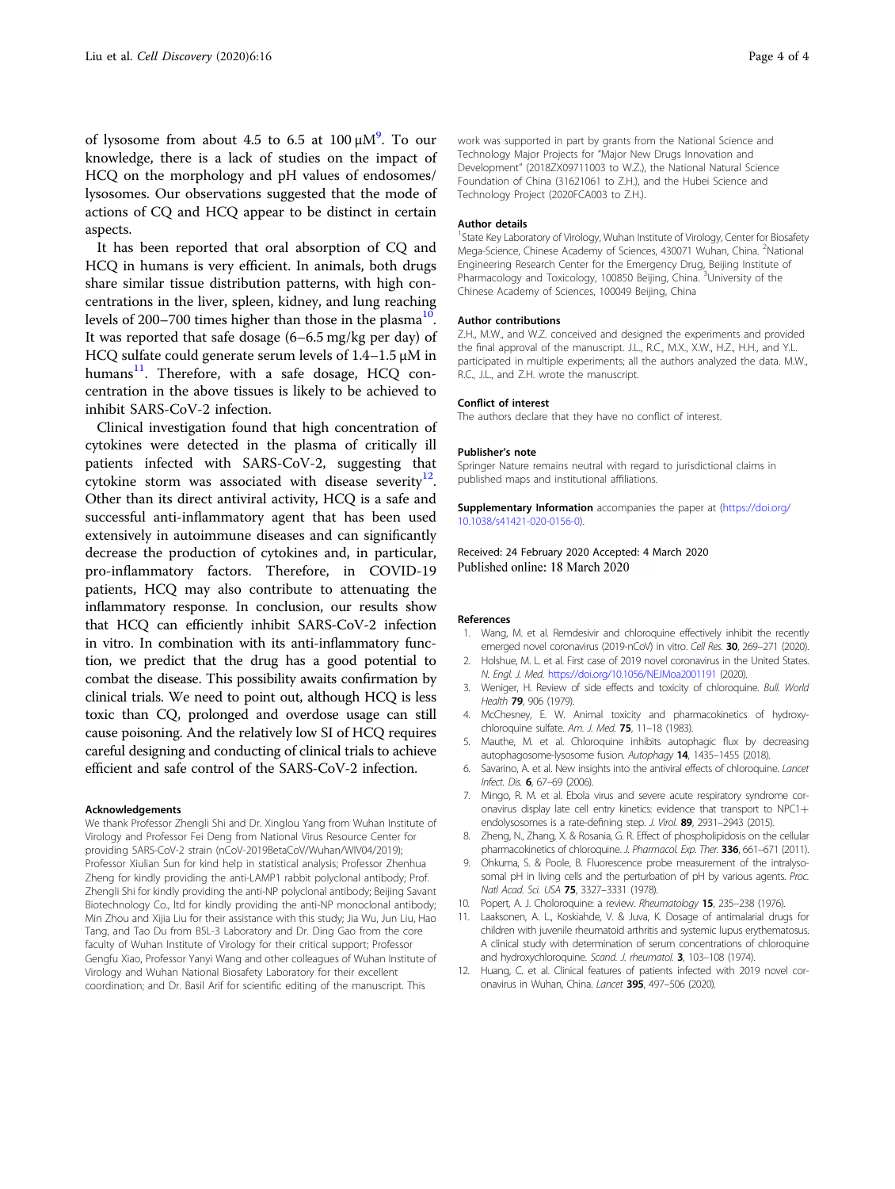of lysosome from about 4.5 to 6.5 at 100 μM[9]. To our knowledge, there is a lack of studies on the impact of HCQ on the morphology and pH values of endosomes/lysosomes. Our observations suggested that the mode of actions of CQ and HCQ appear to be distinct in certain aspects.

It has been reported that oral absorption of CQ and HCQ in humans is very efficient. In animals, both drugs share similar tissue distribution patterns, with high concentrations in the liver, spleen, kidney, and lung reaching levels of 200–700 times higher than those in the plasma[10]. It was reported that safe dosage (6–6.5 mg/kg per day) of HCQ sulfate could generate serum levels of 1.4–1.5 μM in humans[11]. Therefore, with a safe dosage, HCQ concentration in the above tissues is likely to be achieved to inhibit SARS-CoV-2 infection.

Clinical investigation found that high concentration of cytokines were detected in the plasma of critically ill patients infected with SARS-CoV-2, suggesting that cytokine storm was associated with disease severity[12]. Other than its direct antiviral activity, HCQ is a safe and successful anti-inflammatory agent that has been used extensively in autoimmune diseases and can significantly decrease the production of cytokines and, in particular, pro-inflammatory factors. Therefore, in COVID-19 patients, HCQ may also contribute to attenuating the inflammatory response. In conclusion, our results show that HCQ can efficiently inhibit SARS-CoV-2 infection in vitro. In combination with its anti-inflammatory function, we predict that the drug has a good potential to combat the disease. This possibility awaits confirmation by clinical trials. We need to point out, although HCQ is less toxic than CQ, prolonged and overdose usage can still cause poisoning. And the relatively low SI of HCQ requires careful designing and conducting of clinical trials to achieve efficient and safe control of the SARS-CoV-2 infection.

#### Acknowledgements

We thank Professor Zhengli Shi and Dr. Xinglou Yang from Wuhan Institute of Virology and Professor Fei Deng from National Virus Resource Center for providing SARS-CoV-2 strain (nCoV-2019BetaCoV/Wuhan/WIV04/2019); Professor Xiulian Sun for kind help in statistical analysis; Professor Zhenhua Zheng for kindly providing the anti-LAMP1 rabbit polyclonal antibody; Prof. Zhengli Shi for kindly providing the anti-NP polyclonal antibody; Beijing Savant Biotechnology Co., ltd for kindly providing the anti-NP monoclonal antibody; Min Zhou and Xijia Liu for their assistance with this study; Jia Wu, Jun Liu, Hao Tang, and Tao Du from BSL-3 Laboratory and Dr. Ding Gao from the core faculty of Wuhan Institute of Virology for their critical support; Professor Gengfu Xiao, Professor Yanyi Wang and other colleagues of Wuhan Institute of Virology and Wuhan National Biosafety Laboratory for their excellent coordination; and Dr. Basil Arif for scientific editing of the manuscript. This work was supported in part by grants from the National Science and Technology Major Projects for "Major New Drugs Innovation and Development" (2018ZX09711003 to W.Z.), the National Natural Science Foundation of China (31621061 to Z.H.), and the Hubei Science and Technology Project (2020FCA003 to Z.H.).

#### Author details

[1]State Key Laboratory of Virology, Wuhan Institute of Virology, Center for Biosafety Mega-Science, Chinese Academy of Sciences, 430071 Wuhan, China. [2]National Engineering Research Center for the Emergency Drug, Beijing Institute of Pharmacology and Toxicology, 100850 Beijing, China. [3]University of the Chinese Academy of Sciences, 100049 Beijing, China

#### Author contributions

Z.H., M.W., and W.Z. conceived and designed the experiments and provided the final approval of the manuscript. J.L., R.C., M.X., X.W., H.Z., H.H., and Y.L. participated in multiple experiments; all the authors analyzed the data. M.W., R.C., J.L., and Z.H. wrote the manuscript.

#### Conflict of interest

The authors declare that they have no conflict of interest.

#### Publisher's note

Springer Nature remains neutral with regard to jurisdictional claims in published maps and institutional affiliations.

**Supplementary Information** accompanies the paper at (https://doi.org/10.1038/s41421-020-0156-0).

Received: 24 February 2020 Accepted: 4 March 2020
Published online: 18 March 2020

#### References

1. Wang, M. et al. Remdesivir and chloroquine effectively inhibit the recently emerged novel coronavirus (2019-nCoV) in vitro. *Cell Res.* **30**, 269–271 (2020).
2. Holshue, M. L. et al. First case of 2019 novel coronavirus in the United States. *N. Engl. J. Med.* https://doi.org/10.1056/NEJMoa2001191 (2020).
3. Weniger, H. Review of side effects and toxicity of chloroquine. *Bull. World Health* **79**, 906 (1979).
4. McChesney, E. W. Animal toxicity and pharmacokinetics of hydroxychloroquine sulfate. *Am. J. Med.* **75**, 11–18 (1983).
5. Mauthe, M. et al. Chloroquine inhibits autophagic flux by decreasing autophagosome-lysosome fusion. *Autophagy* **14**, 1435–1455 (2018).
6. Savarino, A. et al. New insights into the antiviral effects of chloroquine. *Lancet Infect. Dis.* **6**, 67–69 (2006).
7. Mingo, R. M. et al. Ebola virus and severe acute respiratory syndrome coronavirus display late cell entry kinetics: evidence that transport to NPC1+ endolysosomes is a rate-defining step. *J. Virol.* **89**, 2931–2943 (2015).
8. Zheng, N., Zhang, X. & Rosania, G. R. Effect of phospholipidosis on the cellular pharmacokinetics of chloroquine. *J. Pharmacol. Exp. Ther.* **336**, 661–671 (2011).
9. Ohkuma, S. & Poole, B. Fluorescence probe measurement of the intralysosomal pH in living cells and the perturbation of pH by various agents. *Proc. Natl Acad. Sci. USA* **75**, 3327–3331 (1978).
10. Popert, A. J. Choloroquine: a review. *Rheumatology* **15**, 235–238 (1976).
11. Laaksonen, A. L., Koskiahde, V. & Juva, K. Dosage of antimalarial drugs for children with juvenile rheumatoid arthritis and systemic lupus erythematosus. A clinical study with determination of serum concentrations of chloroquine and hydroxychloroquine. *Scand. J. rheumatol.* **3**, 103–108 (1974).
12. Huang, C. et al. Clinical features of patients infected with 2019 novel coronavirus in Wuhan, China. *Lancet* **395**, 497–506 (2020).